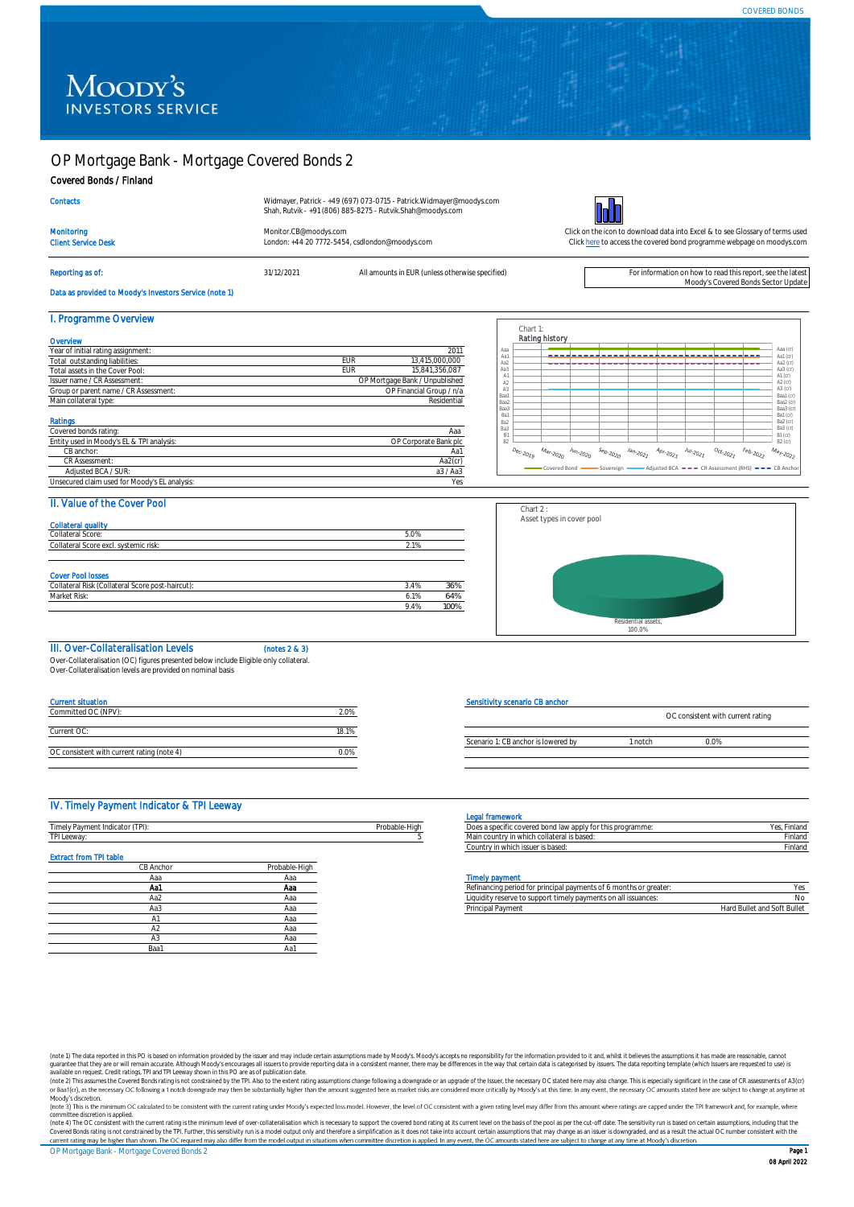COVERED BONDS

# OP Mortgage Bank - Mortgage Covered Bonds 2

## Covered Bonds / Finland

| | |
|---|---|
| Contacts | Widmayer, Patrick - +49 (697) 073-0715 - Patrick.Widmayer@moodys.com<br>Shah, Rutvik - +91 (806) 885-8275 - Rutvik.Shah@moodys.com |
| Monitoring | Monitor.CB@moodys.com |
| Client Service Desk | London: +44 20 7772-5454, csdlondon@moodys.com |

Click on the icon to download data into Excel & to see Glossary of terms used
Click here to access the covered bond programme webpage on moodys.com

Reporting as of: 31/12/2021 — All amounts in EUR (unless otherwise specified)

For information on how to read this report, see the latest Moody's Covered Bonds Sector Update

Data as provided to Moody's Investors Service (note 1)

## I. Programme Overview

### Overview

| | | |
|---|---|---|
| Year of initial rating assignment: | | 2011 |
| Total outstanding liabilities: | EUR | 13,415,000,000 |
| Total assets in the Cover Pool: | EUR | 15,841,356,087 |
| Issuer name / CR Assessment: | | OP Mortgage Bank / Unpublished |
| Group or parent name / CR Assessment: | | OP Financial Group / n/a |
| Main collateral type: | | Residential |

### Ratings

| | |
|---|---|
| Covered bonds rating: | Aaa |
| Entity used in Moody's EL & TPI analysis: | OP Corporate Bank plc |
| CB anchor: | Aa1 |
| CR Assessment: | Aa2(cr) |
| Adjusted BCA / SUR: | a3 / Aa3 |
| Unsecured claim used for Moody's EL analysis: | Yes |

Chart 1:
Rating history

Chart 2 :
Asset types in cover pool

Residential assets, 100.0%

## II. Value of the Cover Pool

### Collateral quality

| | |
|---|---|
| Collateral Score: | 5.0% |
| Collateral Score excl. systemic risk: | 2.1% |

### Cover Pool losses

| | | |
|---|---|---|
| Collateral Risk (Collateral Score post-haircut): | 3.4% | 36% |
| Market Risk: | 6.1% | 64% |
| | 9.4% | 100% |

## III. Over-Collateralisation Levels (notes 2 & 3)

Over-Collateralisation (OC) figures presented below include Eligible only collateral.
Over-Collateralisation levels are provided on nominal basis

### Current situation

| | |
|---|---|
| Committed OC (NPV): | 2.0% |
| Current OC: | 18.1% |
| OC consistent with current rating (note 4) | 0.0% |

### Sensitivity scenario CB anchor

| | | OC consistent with current rating |
|---|---|---|
| Scenario 1: CB anchor is lowered by | 1 notch | 0.0% |

## IV. Timely Payment Indicator & TPI Leeway

| | |
|---|---|
| Timely Payment Indicator (TPI): | Probable-High |
| TPI Leeway: | 5 |

### Extract from TPI table

| CB Anchor | Probable-High |
|---|---|
| Aaa | Aaa |
| **Aa1** | **Aaa** |
| Aa2 | Aaa |
| Aa3 | Aaa |
| A1 | Aaa |
| A2 | Aaa |
| A3 | Aaa |
| Baa1 | Aa1 |

### Legal framework

| | |
|---|---|
| Does a specific covered bond law apply for this programme: | Yes, Finland |
| Main country in which collateral is based: | Finland |
| Country in which issuer is based: | Finland |

### Timely payment

| | |
|---|---|
| Refinancing period for principal payments of 6 months or greater: | Yes |
| Liquidity reserve to support timely payments on all issuances: | No |
| Principal Payment | Hard Bullet and Soft Bullet |

(note 1) The data reported in this PO is based on information provided by the issuer and may include certain assumptions made by Moody's. Moody's accepts no responsibility for the information provided to it and, whilst it believes the assumptions it has made are reasonable, cannot guarantee that they are or will remain accurate. Although Moody's encourages all issuers to provide reporting data in a consistent manner, there may be differences in the way that certain data is categorised by issuers. The data reporting template (which Issuers are requested to use) is available on request. Credit ratings, TPI and TPI Leeway shown in this PO are as of publication date.
(note 2) This assumes the Covered Bonds rating is not constrained by the TPI. Also to the extent rating assumptions change following a downgrade or an upgrade of the Issuer, the necessary OC stated here may also change. This is especially significant in the case of CR assessments of A3(cr) or Baa1(cr), as the necessary OC following a 1 notch downgrade may then be substantially higher than the amount suggested here as market risks are considered more critically by Moody's at this time. In any event, the necessary OC amounts stated here are subject to change at anytime at Moody's discretion.
(note 3) This is the minimum OC calculated to be consistent with the current rating under Moody's expected loss model. However, the level of OC consistent with a given rating level may differ from this amount where ratings are capped under the TPI framework and, for example, where committee discretion is applied.
(note 4) The OC consistent with the current rating is the minimum level of over-collateralisation which is necessary to support the covered bond rating at its current level on the basis of the pool as per the cut-off date. The sensitivity run is based on certain assumptions, including that the Covered Bonds rating is not constrained by the TPI. Further, this sensitivity run is a model output only and therefore a simplification as it does not take into account certain assumptions that may change as an issuer is downgraded, and as a result the actual OC number consistent with the current rating may be higher than shown. The OC required may also differ from the model output in situations when committee discretion is applied. In any event, the OC amounts stated here are subject to change at any time at Moody's discretion.

08 April 2022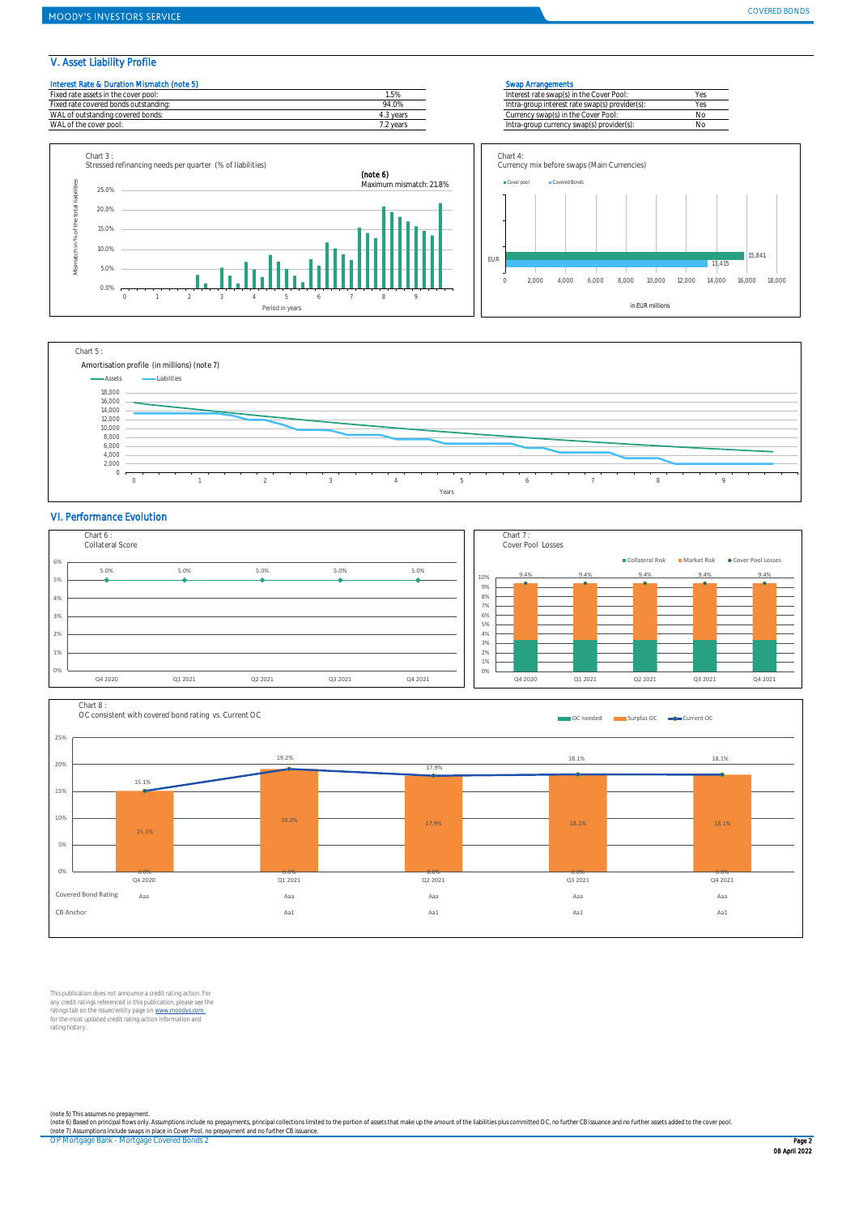## V. Asset Liability Profile

| Interest Rate & Duration Mismatch (note 5) | |
|---|---|
| Fixed rate assets in the cover pool: | 1.5% |
| Fixed rate covered bonds outstanding: | 94.0% |
| WAL of outstanding covered bonds: | 4.3 years |
| WAL of the cover pool: | 7.2 years |

| Swap Arrangements | |
|---|---|
| Interest rate swap(s) in the Cover Pool: | Yes |
| Intra-group interest rate swap(s) provider(s): | Yes |
| Currency swap(s) in the Cover Pool: | No |
| Intra-group currency swap(s) provider(s): | No |

Chart 3 :
Stressed refinancing needs per quarter (% of liabilities)

(note 6)
Maximum mismatch: 21.8%

Chart 4:
Currency mix before swaps (Main Currencies)

| | Cover pool | Covered Bonds |
|---|---|---|
| EUR | 15,841 | 13,415 |

in EUR millions

Chart 5 :
Amortisation profile (in millions) (note 7)

## VI. Performance Evolution

Chart 6 :
Collateral Score

| Q4 2020 | Q1 2021 | Q2 2021 | Q3 2021 | Q4 2021 |
|---|---|---|---|---|
| 5.0% | 5.0% | 5.0% | 5.0% | 5.0% |

Chart 7 :
Cover Pool Losses

| | Q4 2020 | Q1 2021 | Q2 2021 | Q3 2021 | Q4 2021 |
|---|---|---|---|---|---|
| Cover Pool Losses | 9.4% | 9.4% | 9.4% | 9.4% | 9.4% |

Chart 8 :
OC consistent with covered bond rating vs. Current OC

| | Q4 2020 | Q1 2021 | Q2 2021 | Q3 2021 | Q4 2021 |
|---|---|---|---|---|---|
| OC needed | 0.0% | 0.0% | 0.0% | 0.0% | 0.0% |
| Surplus OC | 15.1% | 19.2% | 17.9% | 18.1% | 18.1% |
| Current OC | 15.1% | 19.2% | 17.9% | 18.1% | 18.1% |
| Covered Bond Rating | Aaa | Aaa | Aaa | Aaa | Aaa |
| CB Anchor | | Aa1 | Aa1 | Aa1 | Aa1 |

This publication does not announce a credit rating action. For any credit ratings referenced in this publication, please see the ratings tab on the issuer/entity page on www.moodys.com for the most updated credit rating action information and rating history.

(note 5) This assumes no prepayment.
(note 6) Based on principal flows only. Assumptions include no prepayments, principal collections limited to the portion of assets that make up the amount of the liabilities plus committed OC, no further CB issuance and no further assets added to the cover pool.
(note 7) Assumptions include swaps in place in Cover Pool, no prepayment and no further CB issuance.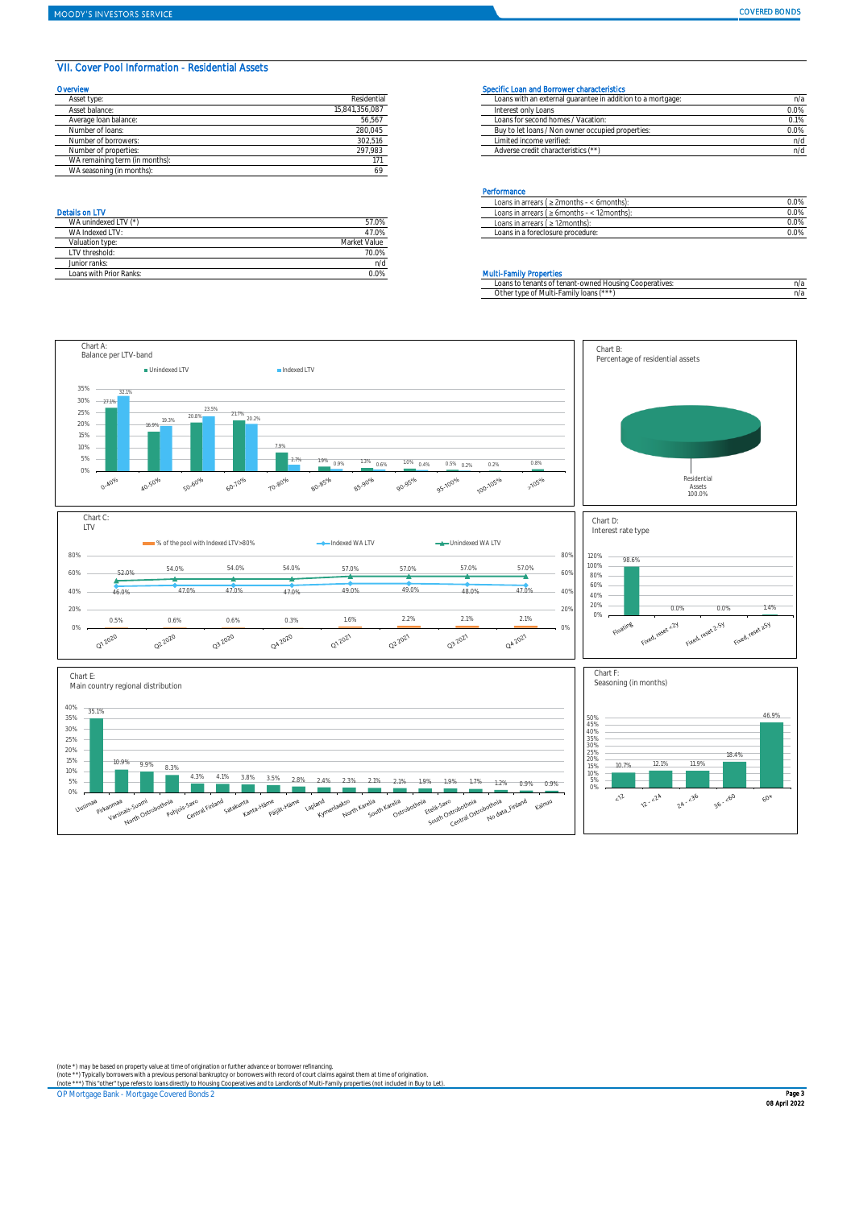## VII. Cover Pool Information - Residential Assets

### Overview

| | |
|---|---|
| Asset type: | Residential |
| Asset balance: | 15,841,356,087 |
| Average loan balance: | 56,567 |
| Number of loans: | 280,045 |
| Number of borrowers: | 302,516 |
| Number of properties: | 297,983 |
| WA remaining term (in months): | 171 |
| WA seasoning (in months): | 69 |

### Specific Loan and Borrower characteristics

| | |
|---|---|
| Loans with an external guarantee in addition to a mortgage: | n/a |
| Interest only Loans | 0.0% |
| Loans for second homes / Vacation: | 0.1% |
| Buy to let loans / Non owner occupied properties: | 0.0% |
| Limited income verified: | n/d |
| Adverse credit characteristics (**) | n/d |

### Performance

| | |
|---|---|
| Loans in arrears ( ≥ 2months - < 6months): | 0.0% |
| Loans in arrears ( ≥ 6months - < 12months): | 0.0% |
| Loans in arrears ( ≥ 12months): | 0.0% |
| Loans in a foreclosure procedure: | 0.0% |

### Details on LTV

| | |
|---|---|
| WA unindexed LTV (*) | 57.0% |
| WA Indexed LTV: | 47.0% |
| Valuation type: | Market Value |
| LTV threshold: | 70.0% |
| Junior ranks: | n/d |
| Loans with Prior Ranks: | 0.0% |

### Multi-Family Properties

| | |
|---|---|
| Loans to tenants of tenant-owned Housing Cooperatives: | n/a |
| Other type of Multi-Family loans (***) | n/a |

Chart A: Balance per LTV-band

| | 0-40% | 40-50% | 50-60% | 60-70% | 70-80% | 80-85% | 85-90% | 90-95% | 95-100% | 100-105% | >105% |
|---|---|---|---|---|---|---|---|---|---|---|---|
| Unindexed LTV | 27.1% | 16.9% | 20.8% | 21.7% | 7.9% | 1.9% | 1.3% | 1.0% | 0.5% | 0.2% | 0.8% |
| Indexed LTV | 32.1% | 19.3% | 23.5% | 20.2% | 2.7% | 0.9% | 0.6% | 0.4% | 0.2% | | |

Chart B: Percentage of residential assets

Residential Assets 100.0%

Chart C: LTV

| | Q1 2020 | Q2 2020 | Q3 2020 | Q4 2020 | Q1 2021 | Q2 2021 | Q3 2021 | Q4 2021 |
|---|---|---|---|---|---|---|---|---|
| % of the pool with Indexed LTV >80% | 0.5% | 0.6% | 0.6% | 0.3% | 1.6% | 2.2% | 2.1% | 2.1% |
| Indexed WA LTV | 46.0% | 47.0% | 47.0% | 47.0% | 49.0% | 49.0% | 48.0% | 47.0% |
| Unindexed WA LTV | 52.0% | 54.0% | 54.0% | 54.0% | 57.0% | 57.0% | 57.0% | 57.0% |

Chart D: Interest rate type

| Floating | Fixed, reset <2y | Fixed, reset 2-5y | Fixed, reset ≥5y |
|---|---|---|---|
| 98.6% | 0.0% | 0.0% | 1.4% |

Chart E: Main country regional distribution

| Region | % |
|---|---|
| Uusimaa | 35.1% |
| Pirkanmaa | 10.9% |
| Varsinais-Suomi | 9.9% |
| North Ostrobothnia | 8.3% |
| Pohjois-Savo | 4.3% |
| Central Finland | 4.1% |
| Satakunta | 3.8% |
| Kanta-Häme | 3.5% |
| Päijät-Häme | 2.8% |
| Lapland | 2.4% |
| Kymenlaakso | 2.3% |
| North Karelia | 2.1% |
| South Karelia | 2.1% |
| Ostrobothnia | 1.9% |
| Etelä-Savo | 1.9% |
| South Ostrobothnia | 1.7% |
| Central Ostrobothnia | 1.2% |
| No data_Finland | 0.9% |
| Kainuu | 0.9% |

Chart F: Seasoning (in months)

| <12 | 12 - <24 | 24 - <36 | 36 - <60 | 60+ |
|---|---|---|---|---|
| 10.7% | 12.1% | 11.9% | 18.4% | 46.9% |

(note *) may be based on property value at time of origination or further advance or borrower refinancing.
(note **) Typically borrowers with a previous personal bankruptcy or borrowers with record of court claims against them at time of origination.
(note ***) This "other" type refers to loans directly to Housing Cooperatives and to Landlords of Multi-Family properties (not included in Buy to Let).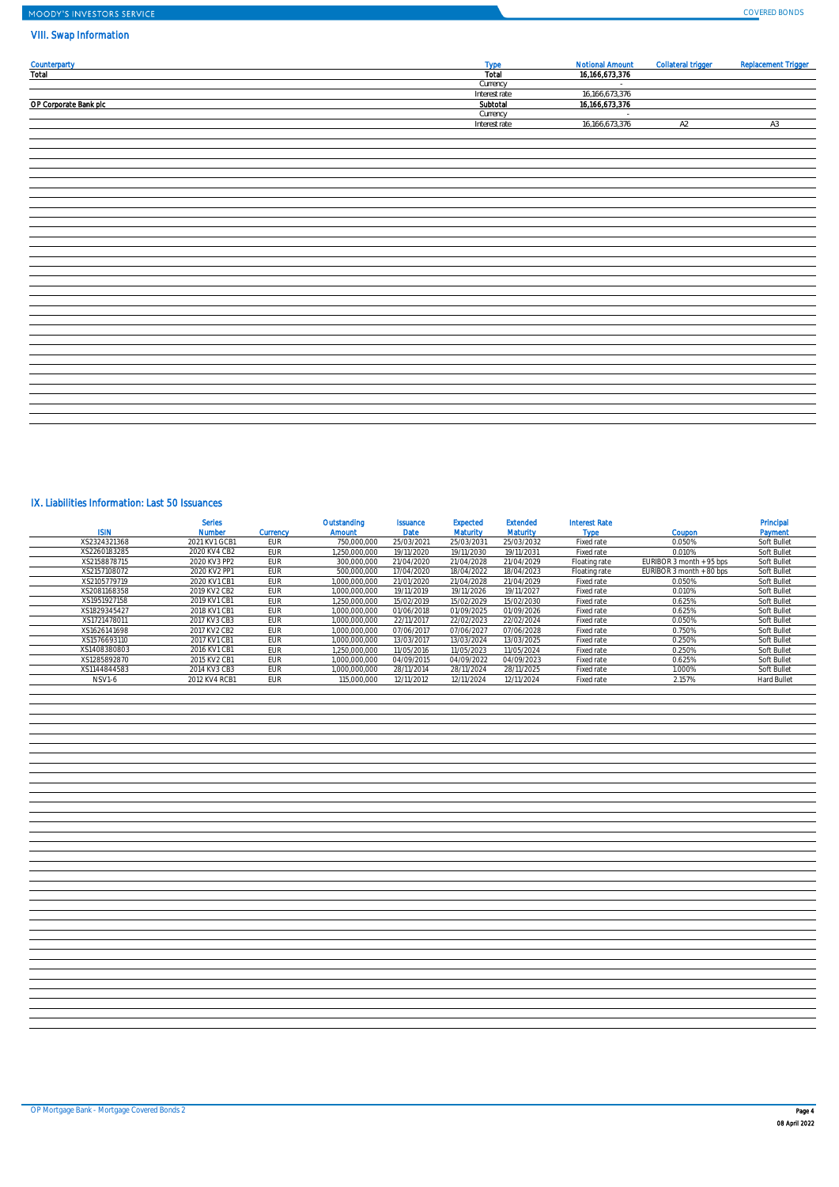## VIII. Swap Information

| Counterparty | Type | Notional Amount | Collateral trigger | Replacement Trigger |
|---|---|---|---|---|
| Total | Total | 16,166,673,376 | | |
| | Currency | - | | |
| | Interest rate | 16,166,673,376 | | |
| OP Corporate Bank plc | Subtotal | 16,166,673,376 | | |
| | Currency | - | | |
| | Interest rate | 16,166,673,376 | A2 | A3 |

## IX. Liabilities Information: Last 50 Issuances

| ISIN | Series Number | Currency | Outstanding Amount | Issuance Date | Expected Maturity | Extended Maturity | Interest Rate Type | Coupon | Principal Payment |
|---|---|---|---|---|---|---|---|---|---|
| XS2324321368 | 2021 KV1 GCB1 | EUR | 750,000,000 | 25/03/2021 | 25/03/2031 | 25/03/2032 | Fixed rate | 0.050% | Soft Bullet |
| XS2260183285 | 2020 KV4 CB2 | EUR | 1,250,000,000 | 19/11/2020 | 19/11/2030 | 19/11/2031 | Fixed rate | 0.010% | Soft Bullet |
| XS2158878715 | 2020 KV3 PP2 | EUR | 300,000,000 | 21/04/2020 | 21/04/2028 | 21/04/2029 | Floating rate | EURIBOR 3 month + 95 bps | Soft Bullet |
| XS2157108072 | 2020 KV2 PP1 | EUR | 500,000,000 | 17/04/2020 | 18/04/2022 | 18/04/2023 | Floating rate | EURIBOR 3 month + 80 bps | Soft Bullet |
| XS2105779719 | 2020 KV1 CB1 | EUR | 1,000,000,000 | 21/01/2020 | 21/04/2028 | 21/04/2029 | Fixed rate | 0.050% | Soft Bullet |
| XS2081168358 | 2019 KV2 CB2 | EUR | 1,000,000,000 | 19/11/2019 | 19/11/2026 | 19/11/2027 | Fixed rate | 0.010% | Soft Bullet |
| XS1951927158 | 2019 KV1 CB1 | EUR | 1,250,000,000 | 15/02/2019 | 15/02/2029 | 15/02/2030 | Fixed rate | 0.625% | Soft Bullet |
| XS1829345427 | 2018 KV1 CB1 | EUR | 1,000,000,000 | 01/06/2018 | 01/09/2025 | 01/09/2026 | Fixed rate | 0.625% | Soft Bullet |
| XS1721478011 | 2017 KV3 CB3 | EUR | 1,000,000,000 | 22/11/2017 | 22/02/2023 | 22/02/2024 | Fixed rate | 0.050% | Soft Bullet |
| XS1626141698 | 2017 KV2 CB2 | EUR | 1,000,000,000 | 07/06/2017 | 07/06/2027 | 07/06/2028 | Fixed rate | 0.750% | Soft Bullet |
| XS1576693110 | 2017 KV1 CB1 | EUR | 1,000,000,000 | 13/03/2017 | 13/03/2024 | 13/03/2025 | Fixed rate | 0.250% | Soft Bullet |
| XS1408380803 | 2016 KV1 CB1 | EUR | 1,250,000,000 | 11/05/2016 | 11/05/2023 | 11/05/2024 | Fixed rate | 0.250% | Soft Bullet |
| XS1285892870 | 2015 KV2 CB1 | EUR | 1,000,000,000 | 04/09/2015 | 04/09/2022 | 04/09/2023 | Fixed rate | 0.625% | Soft Bullet |
| XS1144844583 | 2014 KV3 CB3 | EUR | 1,000,000,000 | 28/11/2014 | 28/11/2024 | 28/11/2025 | Fixed rate | 1.000% | Soft Bullet |
| NSV1-6 | 2012 KV4 RCB1 | EUR | 115,000,000 | 12/11/2012 | 12/11/2024 | 12/11/2024 | Fixed rate | 2.157% | Hard Bullet |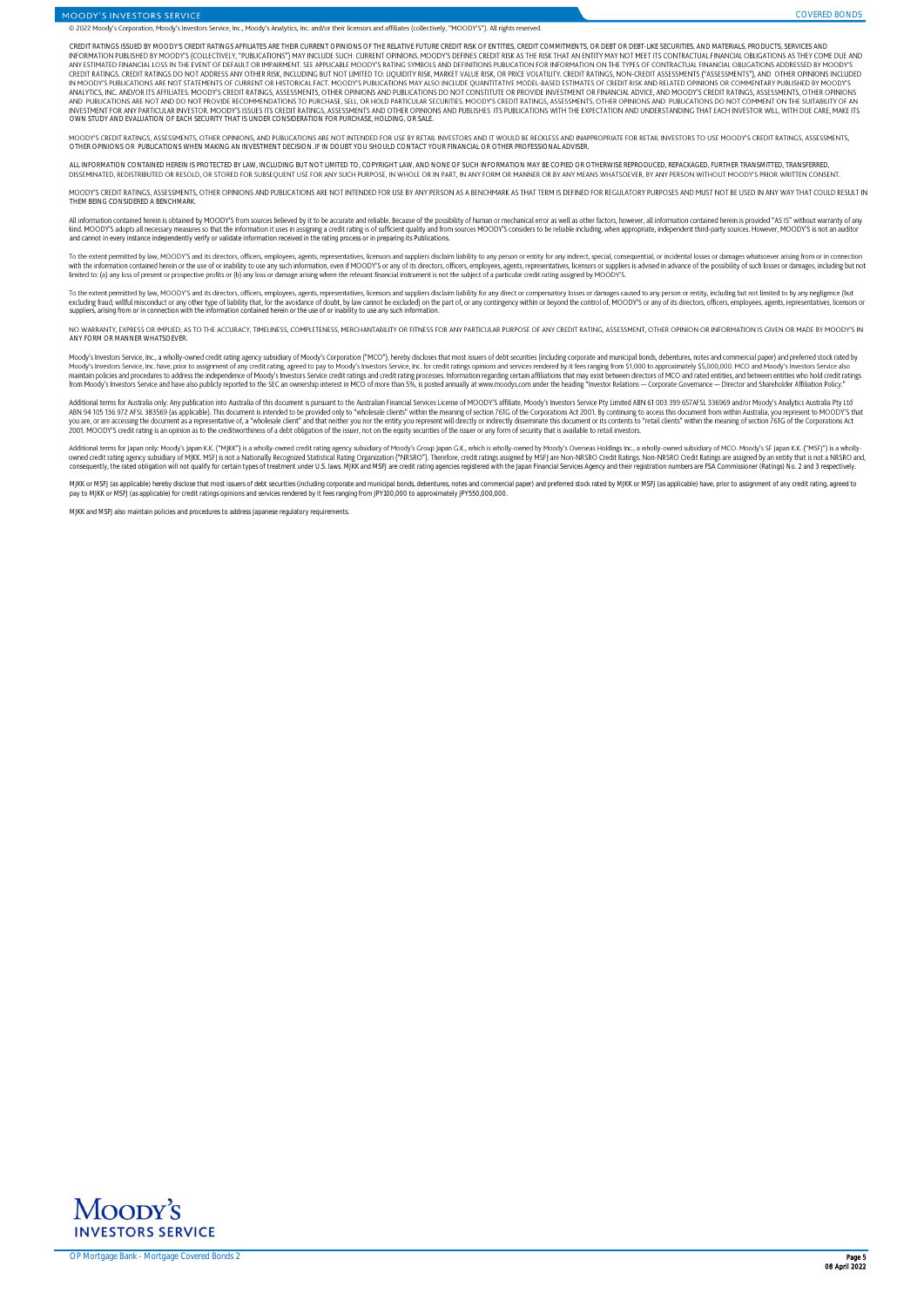© 2022 Moody's Corporation, Moody's Investors Service, Inc., Moody's Analytics, Inc. and/or their licensors and affiliates (collectively, "MOODY'S"). All rights reserved.

CREDIT RATINGS ISSUED BY MOODY'S CREDIT RATINGS AFFILIATES ARE THEIR CURRENT OPINIONS OF THE RELATIVE FUTURE CREDIT RISK OF ENTITIES, CREDIT COMMITMENTS, OR DEBT OR DEBT-LIKE SECURITIES, AND MATERIALS, PRODUCTS, SERVICES AND INFORMATION PUBLISHED BY MOODY'S (COLLECTIVELY, "PUBLICATIONS") MAY INCLUDE SUCH CURRENT OPINIONS. MOODY'S DEFINES CREDIT RISK AS THE RISK THAT AN ENTITY MAY NOT MEET ITS CONTRACTUAL FINANCIAL OBLIGATIONS AS THEY COME DUE AND ANY ESTIMATED FINANCIAL LOSS IN THE EVENT OF DEFAULT OR IMPAIRMENT. SEE APPLICABLE MOODY'S RATING SYMBOLS AND DEFINITIONS PUBLICATION FOR INFORMATION ON THE TYPES OF CONTRACTUAL FINANCIAL OBLIGATIONS ADDRESSED BY MOODY'S CREDIT RATINGS. CREDIT RATINGS DO NOT ADDRESS ANY OTHER RISK, INCLUDING BUT NOT LIMITED TO: LIQUIDITY RISK, MARKET VALUE RISK, OR PRICE VOLATILITY. CREDIT RATINGS, NON-CREDIT ASSESSMENTS ("ASSESSMENTS"), AND OTHER OPINIONS INCLUDED IN MOODY'S PUBLICATIONS ARE NOT STATEMENTS OF CURRENT OR HISTORICAL FACT. MOODY'S PUBLICATIONS MAY ALSO INCLUDE QUANTITATIVE MODEL-BASED ESTIMATES OF CREDIT RISK AND RELATED OPINIONS OR COMMENTARY PUBLISHED BY MOODY'S ANALYTICS, INC. AND/OR ITS AFFILIATES. MOODY'S CREDIT RATINGS, ASSESSMENTS, OTHER OPINIONS AND PUBLICATIONS DO NOT CONSTITUTE OR PROVIDE INVESTMENT OR FINANCIAL ADVICE, AND MOODY'S CREDIT RATINGS, ASSESSMENTS, OTHER OPINIONS AND PUBLICATIONS ARE NOT AND DO NOT PROVIDE RECOMMENDATIONS TO PURCHASE, SELL, OR HOLD PARTICULAR SECURITIES. MOODY'S CREDIT RATINGS, ASSESSMENTS, OTHER OPINIONS AND PUBLICATIONS DO NOT COMMENT ON THE SUITABILITY OF AN INVESTMENT FOR ANY PARTICULAR INVESTOR. MOODY'S ISSUES ITS CREDIT RATINGS, ASSESSMENTS AND OTHER OPINIONS AND PUBLISHES ITS PUBLICATIONS WITH THE EXPECTATION AND UNDERSTANDING THAT EACH INVESTOR WILL, WITH DUE CARE, MAKE ITS OWN STUDY AND EVALUATION OF EACH SECURITY THAT IS UNDER CONSIDERATION FOR PURCHASE, HOLDING, OR SALE.

MOODY'S CREDIT RATINGS, ASSESSMENTS, OTHER OPINIONS, AND PUBLICATIONS ARE NOT INTENDED FOR USE BY RETAIL INVESTORS AND IT WOULD BE RECKLESS AND INAPPROPRIATE FOR RETAIL INVESTORS TO USE MOODY'S CREDIT RATINGS, ASSESSMENTS, OTHER OPINIONS OR PUBLICATIONS WHEN MAKING AN INVESTMENT DECISION. IF IN DOUBT YOU SHOULD CONTACT YOUR FINANCIAL OR OTHER PROFESSIONAL ADVISER.

ALL INFORMATION CONTAINED HEREIN IS PROTECTED BY LAW, INCLUDING BUT NOT LIMITED TO, COPYRIGHT LAW, AND NONE OF SUCH INFORMATION MAY BE COPIED OR OTHERWISE REPRODUCED, REPACKAGED, FURTHER TRANSMITTED, TRANSFERRED, DISSEMINATED, REDISTRIBUTED OR RESOLD, OR STORED FOR SUBSEQUENT USE FOR ANY SUCH PURPOSE, IN WHOLE OR IN PART, IN ANY FORM OR MANNER OR BY ANY MEANS WHATSOEVER, BY ANY PERSON WITHOUT MOODY'S PRIOR WRITTEN CONSENT.

MOODY'S CREDIT RATINGS, ASSESSMENTS, OTHER OPINIONS AND PUBLICATIONS ARE NOT INTENDED FOR USE BY ANY PERSON AS A BENCHMARK AS THAT TERM IS DEFINED FOR REGULATORY PURPOSES AND MUST NOT BE USED IN ANY WAY THAT COULD RESULT IN THEM BEING CONSIDERED A BENCHMARK.

All information contained herein is obtained by MOODY'S from sources believed by it to be accurate and reliable. Because of the possibility of human or mechanical error as well as other factors, however, all information contained herein is provided "AS IS" without warranty of any kind. MOODY'S adopts all necessary measures so that the information it uses in assigning a credit rating is of sufficient quality and from sources MOODY'S considers to be reliable including, when appropriate, independent third-party sources. However, MOODY'S is not an auditor and cannot in every instance independently verify or validate information received in the rating process or in preparing its Publications.

To the extent permitted by law, MOODY'S and its directors, officers, employees, agents, representatives, licensors and suppliers disclaim liability to any person or entity for any indirect, special, consequential, or incidental losses or damages whatsoever arising from or in connection with the information contained herein or the use of or inability to use any such information, even if MOODY'S or any of its directors, officers, employees, agents, representatives, licensors or suppliers is advised in advance of the possibility of such losses or damages, including but not limited to: (a) any loss of present or prospective profits or (b) any loss or damage arising where the relevant financial instrument is not the subject of a particular credit rating assigned by MOODY'S.

To the extent permitted by law, MOODY'S and its directors, officers, employees, agents, representatives, licensors and suppliers disclaim liability for any direct or compensatory losses or damages caused to any person or entity, including but not limited to by any negligence (but excluding fraud, willful misconduct or any other type of liability that, for the avoidance of doubt, by law cannot be excluded) on the part of, or any contingency within or beyond the control of, MOODY'S or any of its directors, officers, employees, agents, representatives, licensors or suppliers, arising from or in connection with the information contained herein or the use of or inability to use any such information.

NO WARRANTY, EXPRESS OR IMPLIED, AS TO THE ACCURACY, TIMELINESS, COMPLETENESS, MERCHANTABILITY OR FITNESS FOR ANY PARTICULAR PURPOSE OF ANY CREDIT RATING, ASSESSMENT, OTHER OPINION OR INFORMATION IS GIVEN OR MADE BY MOODY'S IN ANY FORM OR MANNER WHATSOEVER.

Moody's Investors Service, Inc., a wholly-owned credit rating agency subsidiary of Moody's Corporation ("MCO"), hereby discloses that most issuers of debt securities (including corporate and municipal bonds, debentures, notes and commercial paper) and preferred stock rated by Moody's Investors Service, Inc. have, prior to assignment of any credit rating, agreed to pay to Moody's Investors Service, Inc. for credit ratings opinions and services rendered by it fees ranging from $1,000 to approximately $5,000,000. MCO and Moody's Investors Service also maintain policies and procedures to address the independence of Moody's Investors Service credit ratings and credit rating processes. Information regarding certain affiliations that may exist between directors of MCO and rated entities, and between entities who hold credit ratings from Moody's Investors Service and have also publicly reported to the SEC an ownership interest in MCO of more than 5%, is posted annually at www.moodys.com under the heading "Investor Relations — Corporate Governance — Director and Shareholder Affiliation Policy."

Additional terms for Australia only: Any publication into Australia of this document is pursuant to the Australian Financial Services License of MOODY'S affiliate, Moody's Investors Service Pty Limited ABN 61 003 399 657AFSL 336969 and/or Moody's Analytics Australia Pty Ltd ABN 94 105 136 972 AFSL 383569 (as applicable). This document is intended to be provided only to "wholesale clients" within the meaning of section 761G of the Corporations Act 2001. By continuing to access this document from within Australia, you represent to MOODY'S that you are, or are accessing the document as a representative of, a "wholesale client" and that neither you nor the entity you represent will directly or indirectly disseminate this document or its contents to "retail clients" within the meaning of section 761G of the Corporations Act 2001. MOODY'S credit rating is an opinion as to the creditworthiness of a debt obligation of the issuer, not on the equity securities of the issuer or any form of security that is available to retail investors.

Additional terms for Japan only: Moody's Japan K.K. ("MJKK") is a wholly-owned credit rating agency subsidiary of Moody's Group Japan G.K., which is wholly-owned by Moody's Overseas Holdings Inc., a wholly-owned subsidiary of MCO. Moody's SF Japan K.K. ("MSFJ") is a wholly-owned credit rating agency subsidiary of MJKK. MSFJ is not a Nationally Recognized Statistical Rating Organization ("NRSRO"). Therefore, credit ratings assigned by MSFJ are Non-NRSRO Credit Ratings. Non-NRSRO Credit Ratings are assigned by an entity that is not a NRSRO and, consequently, the rated obligation will not qualify for certain types of treatment under U.S. laws. MJKK and MSFJ are credit rating agencies registered with the Japan Financial Services Agency and their registration numbers are FSA Commissioner (Ratings) No. 2 and 3 respectively.

MJKK or MSFJ (as applicable) hereby disclose that most issuers of debt securities (including corporate and municipal bonds, debentures, notes and commercial paper) and preferred stock rated by MJKK or MSFJ (as applicable) have, prior to assignment of any credit rating, agreed to pay to MJKK or MSFJ (as applicable) for credit ratings opinions and services rendered by it fees ranging from JPY100,000 to approximately JPY550,000,000.

MJKK and MSFJ also maintain policies and procedures to address Japanese regulatory requirements.